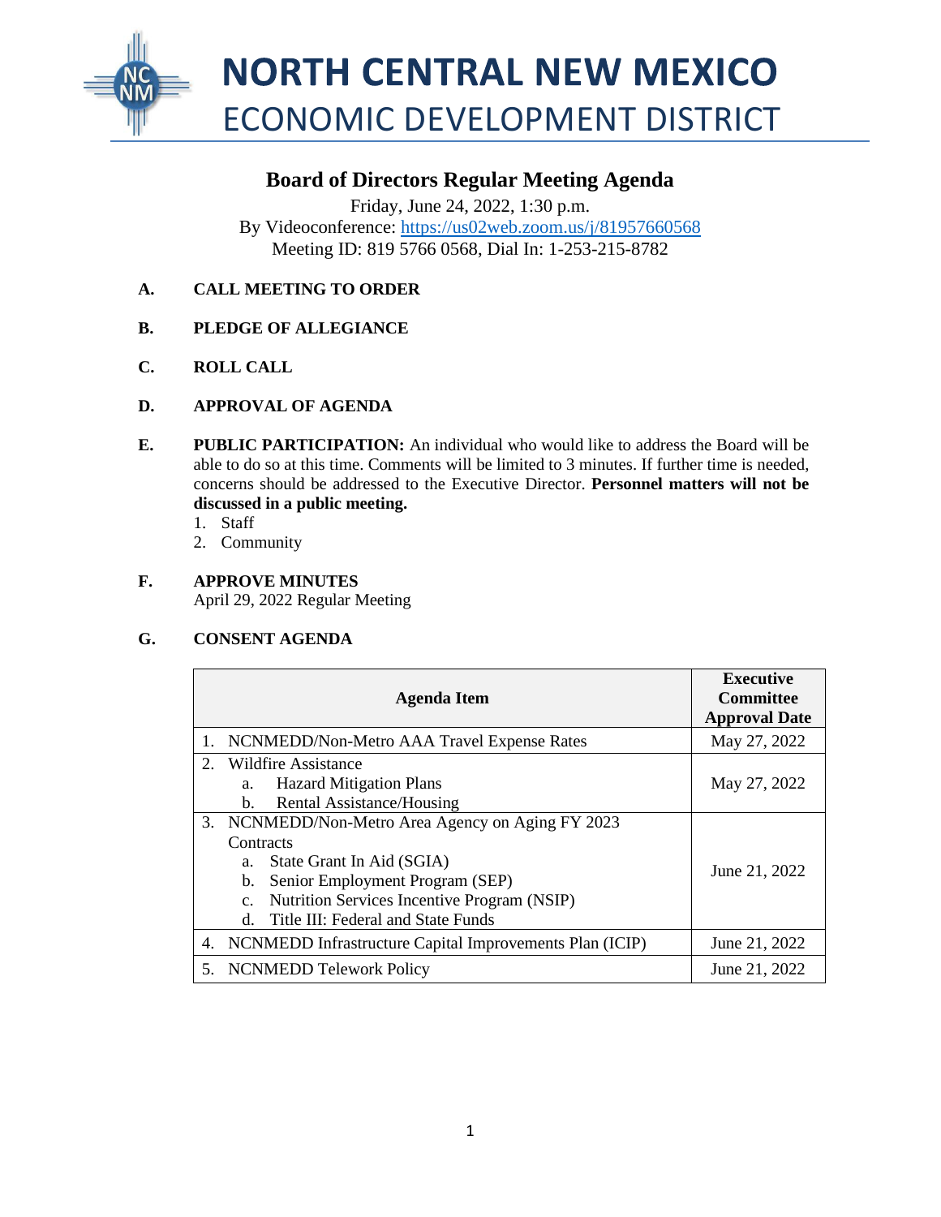# NORTH CENTRAL NEW MEXICO
## ECONOMIC DEVELOPMENT DISTRICT

## Board of Directors Regular Meeting Agenda

Friday, June 24, 2022, 1:30 p.m.
By Videoconference: https://us02web.zoom.us/j/81957660568
Meeting ID: 819 5766 0568, Dial In: 1-253-215-8782

**A. CALL MEETING TO ORDER**

**B. PLEDGE OF ALLEGIANCE**

**C. ROLL CALL**

**D. APPROVAL OF AGENDA**

**E. PUBLIC PARTICIPATION:** An individual who would like to address the Board will be able to do so at this time. Comments will be limited to 3 minutes. If further time is needed, concerns should be addressed to the Executive Director. **Personnel matters will not be discussed in a public meeting.**

1. Staff
2. Community

**F. APPROVE MINUTES**
April 29, 2022 Regular Meeting

**G. CONSENT AGENDA**

| Agenda Item | Executive Committee Approval Date |
|---|---|
| 1. NCNMEDD/Non-Metro AAA Travel Expense Rates | May 27, 2022 |
| 2. Wildfire Assistance<br>a. Hazard Mitigation Plans<br>b. Rental Assistance/Housing | May 27, 2022 |
| 3. NCNMEDD/Non-Metro Area Agency on Aging FY 2023 Contracts<br>a. State Grant In Aid (SGIA)<br>b. Senior Employment Program (SEP)<br>c. Nutrition Services Incentive Program (NSIP)<br>d. Title III: Federal and State Funds | June 21, 2022 |
| 4. NCNMEDD Infrastructure Capital Improvements Plan (ICIP) | June 21, 2022 |
| 5. NCNMEDD Telework Policy | June 21, 2022 |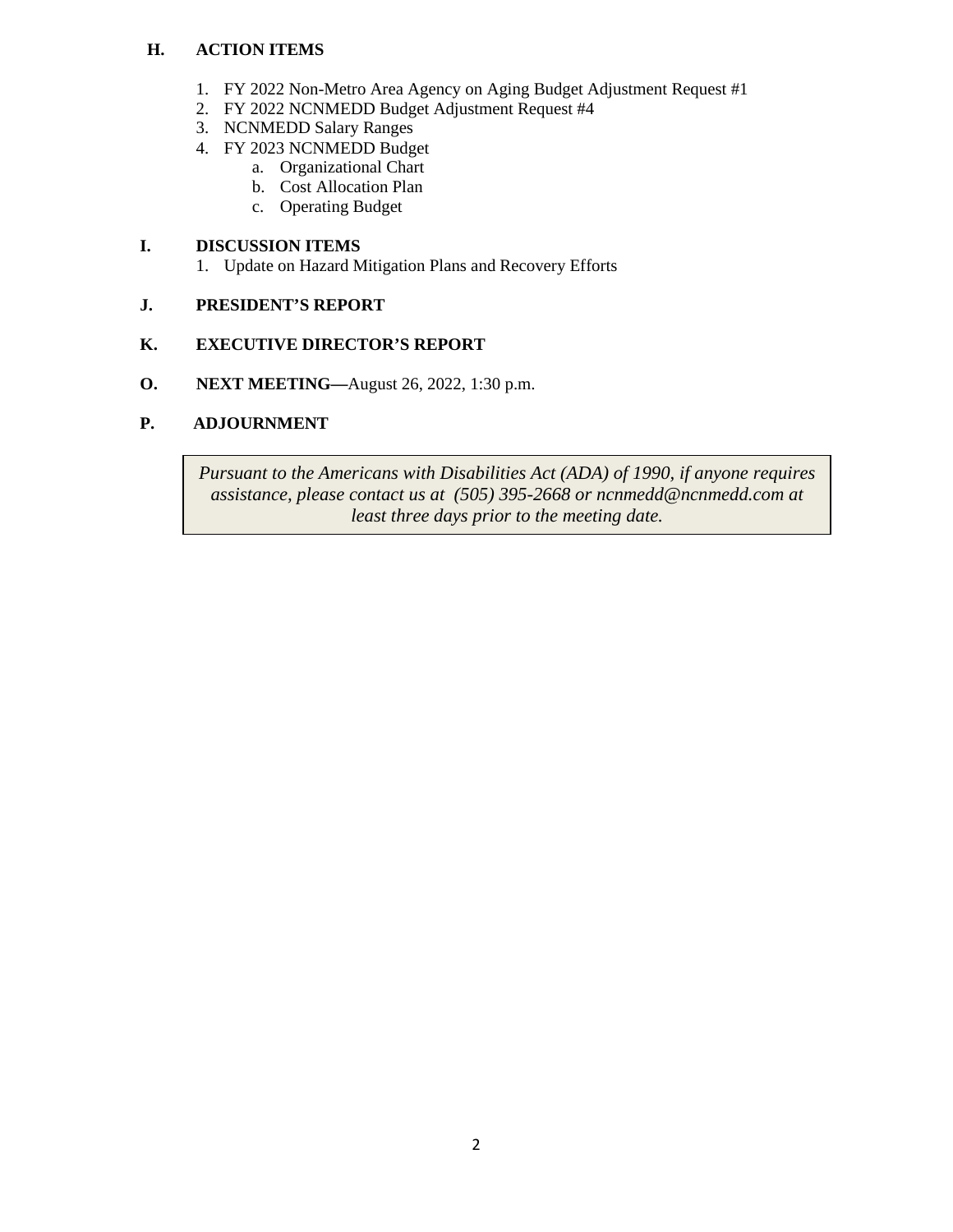**H. ACTION ITEMS**

1. FY 2022 Non-Metro Area Agency on Aging Budget Adjustment Request #1
2. FY 2022 NCNMEDD Budget Adjustment Request #4
3. NCNMEDD Salary Ranges
4. FY 2023 NCNMEDD Budget
    a. Organizational Chart
    b. Cost Allocation Plan
    c. Operating Budget

**I. DISCUSSION ITEMS**

1. Update on Hazard Mitigation Plans and Recovery Efforts

**J. PRESIDENT'S REPORT**

**K. EXECUTIVE DIRECTOR'S REPORT**

**O. NEXT MEETING—**August 26, 2022, 1:30 p.m.

**P. ADJOURNMENT**

*Pursuant to the Americans with Disabilities Act (ADA) of 1990, if anyone requires assistance, please contact us at (505) 395-2668 or ncnmedd@ncnmedd.com at least three days prior to the meeting date.*